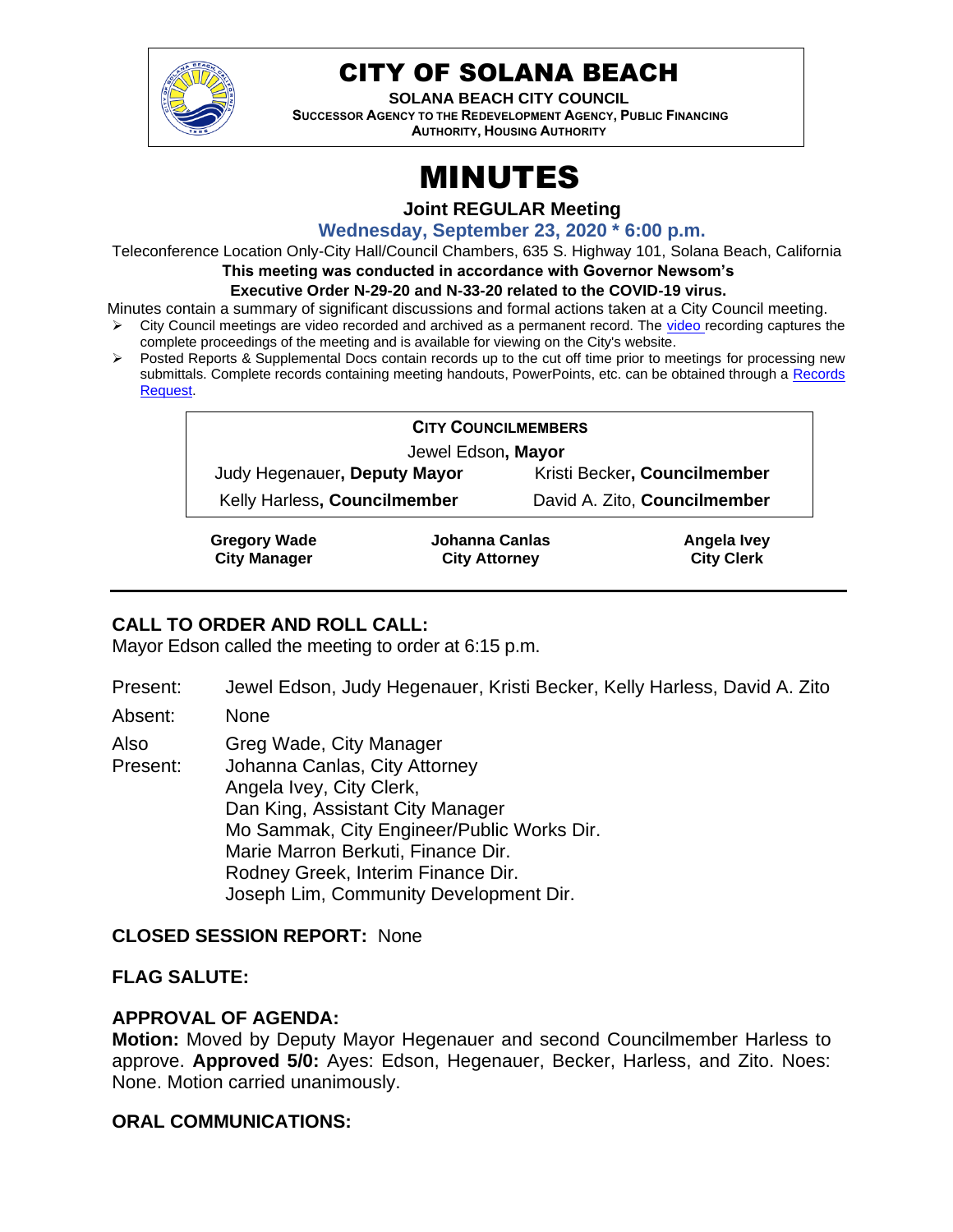# CITY OF SOLANA BEACH

**SOLANA BEACH CITY COUNCIL**
**SUCCESSOR AGENCY TO THE REDEVELOPMENT AGENCY, PUBLIC FINANCING AUTHORITY, HOUSING AUTHORITY**

# MINUTES

**Joint REGULAR Meeting**

**Wednesday, September 23, 2020 * 6:00 p.m.**

Teleconference Location Only-City Hall/Council Chambers, 635 S. Highway 101, Solana Beach, California
**This meeting was conducted in accordance with Governor Newsom's Executive Order N-29-20 and N-33-20 related to the COVID-19 virus.**

Minutes contain a summary of significant discussions and formal actions taken at a City Council meeting.

- City Council meetings are video recorded and archived as a permanent record. The video recording captures the complete proceedings of the meeting and is available for viewing on the City's website.
- Posted Reports & Supplemental Docs contain records up to the cut off time prior to meetings for processing new submittals. Complete records containing meeting handouts, PowerPoints, etc. can be obtained through a Records Request.

| **CITY COUNCILMEMBERS** | |
|---|---|
| Jewel Edson, **Mayor** | |
| Judy Hegenauer**, Deputy Mayor** | Kristi Becker**, Councilmember** |
| Kelly Harless**, Councilmember** | David A. Zito**, Councilmember** |

| **Gregory Wade** | **Johanna Canlas** | **Angela Ivey** |
|---|---|---|
| **City Manager** | **City Attorney** | **City Clerk** |

## CALL TO ORDER AND ROLL CALL:

Mayor Edson called the meeting to order at 6:15 p.m.

Present: Jewel Edson, Judy Hegenauer, Kristi Becker, Kelly Harless, David A. Zito

Absent: None

Also Present: Greg Wade, City Manager
Johanna Canlas, City Attorney
Angela Ivey, City Clerk,
Dan King, Assistant City Manager
Mo Sammak, City Engineer/Public Works Dir.
Marie Marron Berkuti, Finance Dir.
Rodney Greek, Interim Finance Dir.
Joseph Lim, Community Development Dir.

## CLOSED SESSION REPORT: None

## FLAG SALUTE:

## APPROVAL OF AGENDA:

**Motion:** Moved by Deputy Mayor Hegenauer and second Councilmember Harless to approve. **Approved 5/0:** Ayes: Edson, Hegenauer, Becker, Harless, and Zito. Noes: None. Motion carried unanimously.

## ORAL COMMUNICATIONS: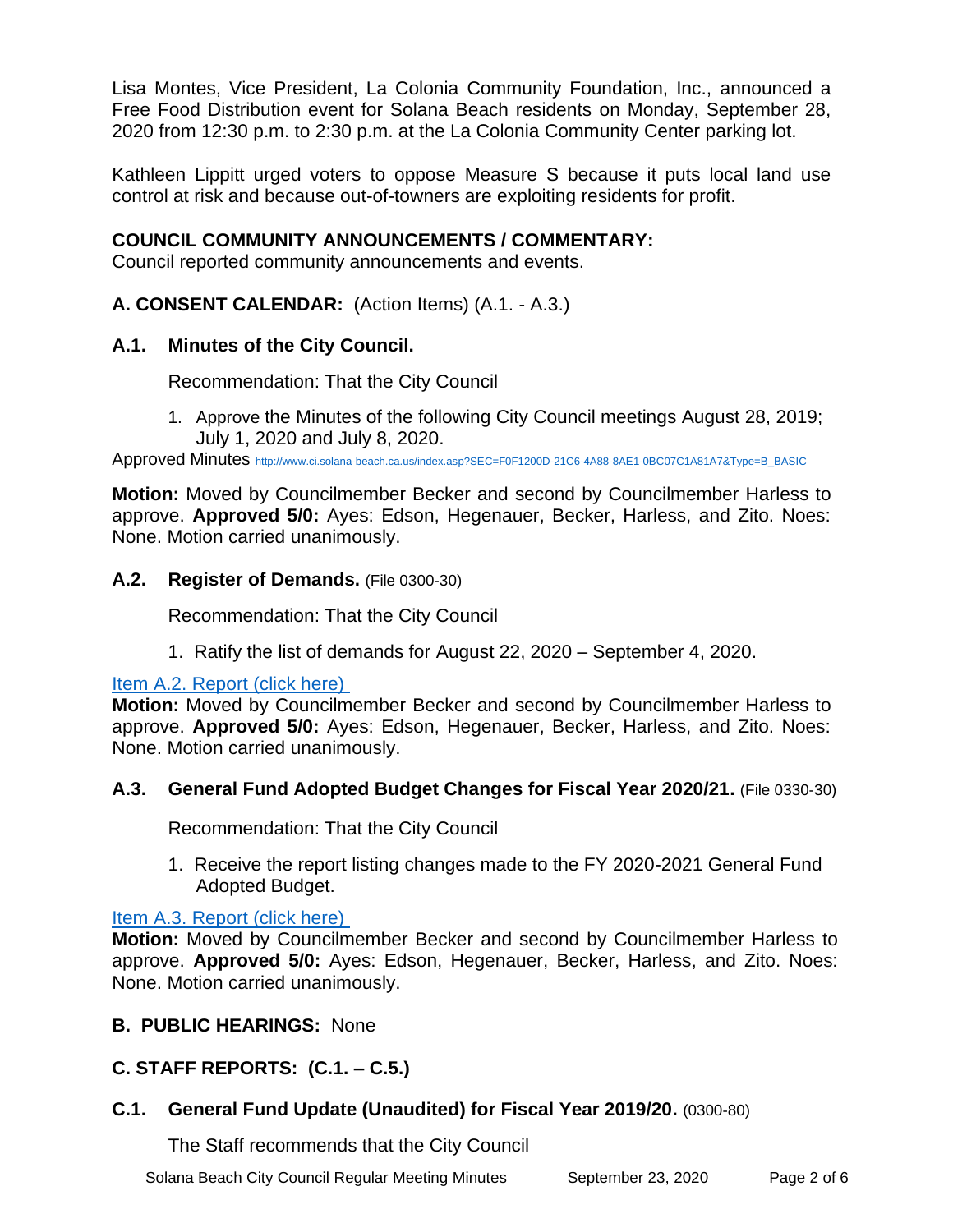Lisa Montes, Vice President, La Colonia Community Foundation, Inc., announced a Free Food Distribution event for Solana Beach residents on Monday, September 28, 2020 from 12:30 p.m. to 2:30 p.m. at the La Colonia Community Center parking lot.

Kathleen Lippitt urged voters to oppose Measure S because it puts local land use control at risk and because out-of-towners are exploiting residents for profit.

## COUNCIL COMMUNITY ANNOUNCEMENTS / COMMENTARY:

Council reported community announcements and events.

## A. CONSENT CALENDAR: (Action Items) (A.1. - A.3.)

### A.1. Minutes of the City Council.

Recommendation: That the City Council

1. Approve the Minutes of the following City Council meetings August 28, 2019; July 1, 2020 and July 8, 2020.

Approved Minutes http://www.ci.solana-beach.ca.us/index.asp?SEC=F0F1200D-21C6-4A88-8AE1-0BC07C1A81A7&Type=B_BASIC

**Motion:** Moved by Councilmember Becker and second by Councilmember Harless to approve. **Approved 5/0:** Ayes: Edson, Hegenauer, Becker, Harless, and Zito. Noes: None. Motion carried unanimously.

### A.2. Register of Demands. (File 0300-30)

Recommendation: That the City Council

1. Ratify the list of demands for August 22, 2020 – September 4, 2020.

Item A.2. Report (click here)

**Motion:** Moved by Councilmember Becker and second by Councilmember Harless to approve. **Approved 5/0:** Ayes: Edson, Hegenauer, Becker, Harless, and Zito. Noes: None. Motion carried unanimously.

### A.3. General Fund Adopted Budget Changes for Fiscal Year 2020/21. (File 0330-30)

Recommendation: That the City Council

1. Receive the report listing changes made to the FY 2020-2021 General Fund Adopted Budget.

Item A.3. Report (click here)

**Motion:** Moved by Councilmember Becker and second by Councilmember Harless to approve. **Approved 5/0:** Ayes: Edson, Hegenauer, Becker, Harless, and Zito. Noes: None. Motion carried unanimously.

## B. PUBLIC HEARINGS: None

## C. STAFF REPORTS: (C.1. – C.5.)

### C.1. General Fund Update (Unaudited) for Fiscal Year 2019/20. (0300-80)

The Staff recommends that the City Council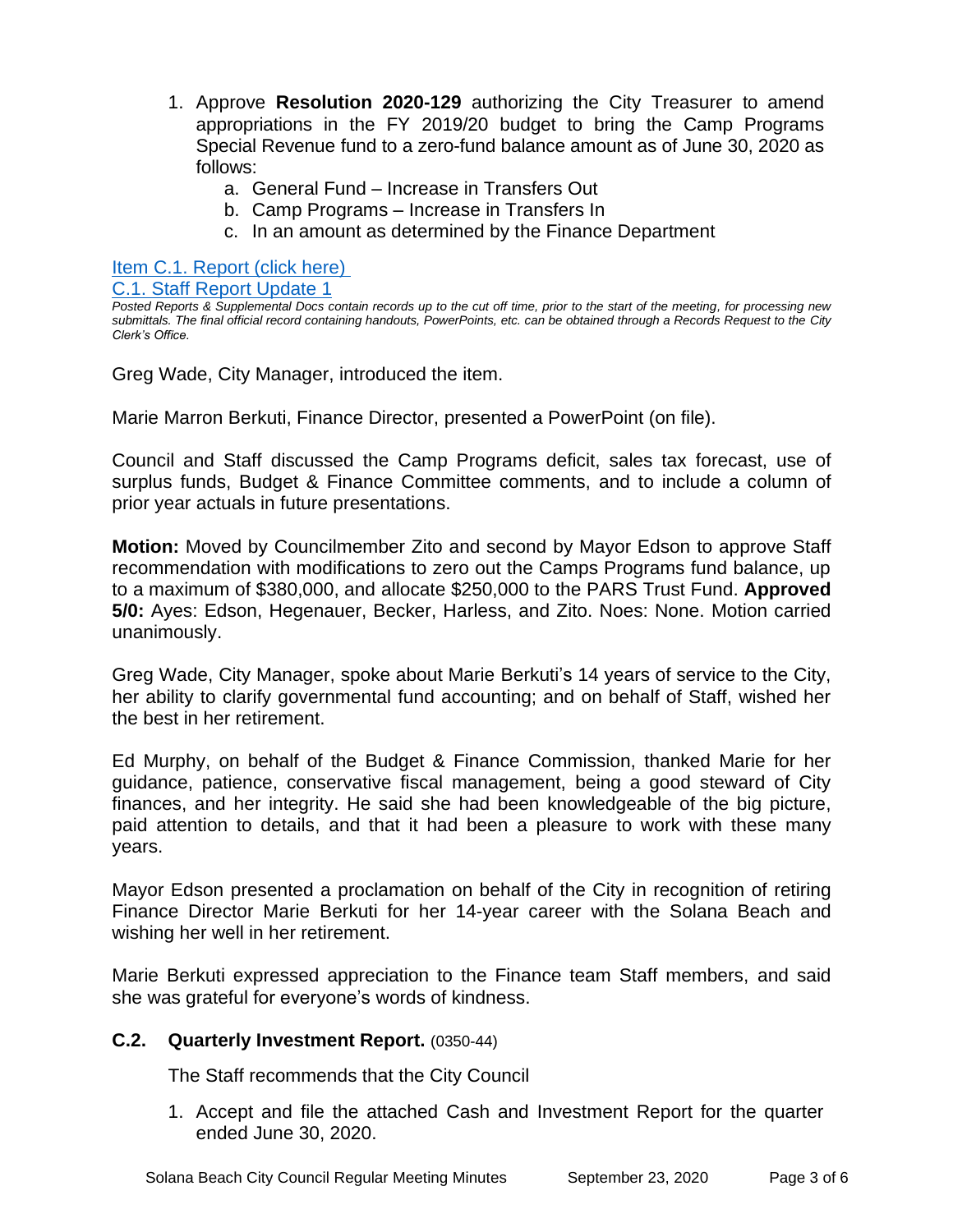1. Approve **Resolution 2020-129** authorizing the City Treasurer to amend appropriations in the FY 2019/20 budget to bring the Camp Programs Special Revenue fund to a zero-fund balance amount as of June 30, 2020 as follows:
   a. General Fund – Increase in Transfers Out
   b. Camp Programs – Increase in Transfers In
   c. In an amount as determined by the Finance Department

Item C.1. Report (click here)
C.1. Staff Report Update 1

*Posted Reports & Supplemental Docs contain records up to the cut off time, prior to the start of the meeting, for processing new submittals. The final official record containing handouts, PowerPoints, etc. can be obtained through a Records Request to the City Clerk's Office.*

Greg Wade, City Manager, introduced the item.

Marie Marron Berkuti, Finance Director, presented a PowerPoint (on file).

Council and Staff discussed the Camp Programs deficit, sales tax forecast, use of surplus funds, Budget & Finance Committee comments, and to include a column of prior year actuals in future presentations.

**Motion:** Moved by Councilmember Zito and second by Mayor Edson to approve Staff recommendation with modifications to zero out the Camps Programs fund balance, up to a maximum of $380,000, and allocate $250,000 to the PARS Trust Fund. **Approved 5/0:** Ayes: Edson, Hegenauer, Becker, Harless, and Zito. Noes: None. Motion carried unanimously.

Greg Wade, City Manager, spoke about Marie Berkuti's 14 years of service to the City, her ability to clarify governmental fund accounting; and on behalf of Staff, wished her the best in her retirement.

Ed Murphy, on behalf of the Budget & Finance Commission, thanked Marie for her guidance, patience, conservative fiscal management, being a good steward of City finances, and her integrity. He said she had been knowledgeable of the big picture, paid attention to details, and that it had been a pleasure to work with these many years.

Mayor Edson presented a proclamation on behalf of the City in recognition of retiring Finance Director Marie Berkuti for her 14-year career with the Solana Beach and wishing her well in her retirement.

Marie Berkuti expressed appreciation to the Finance team Staff members, and said she was grateful for everyone's words of kindness.

### C.2. Quarterly Investment Report. (0350-44)

The Staff recommends that the City Council

1. Accept and file the attached Cash and Investment Report for the quarter ended June 30, 2020.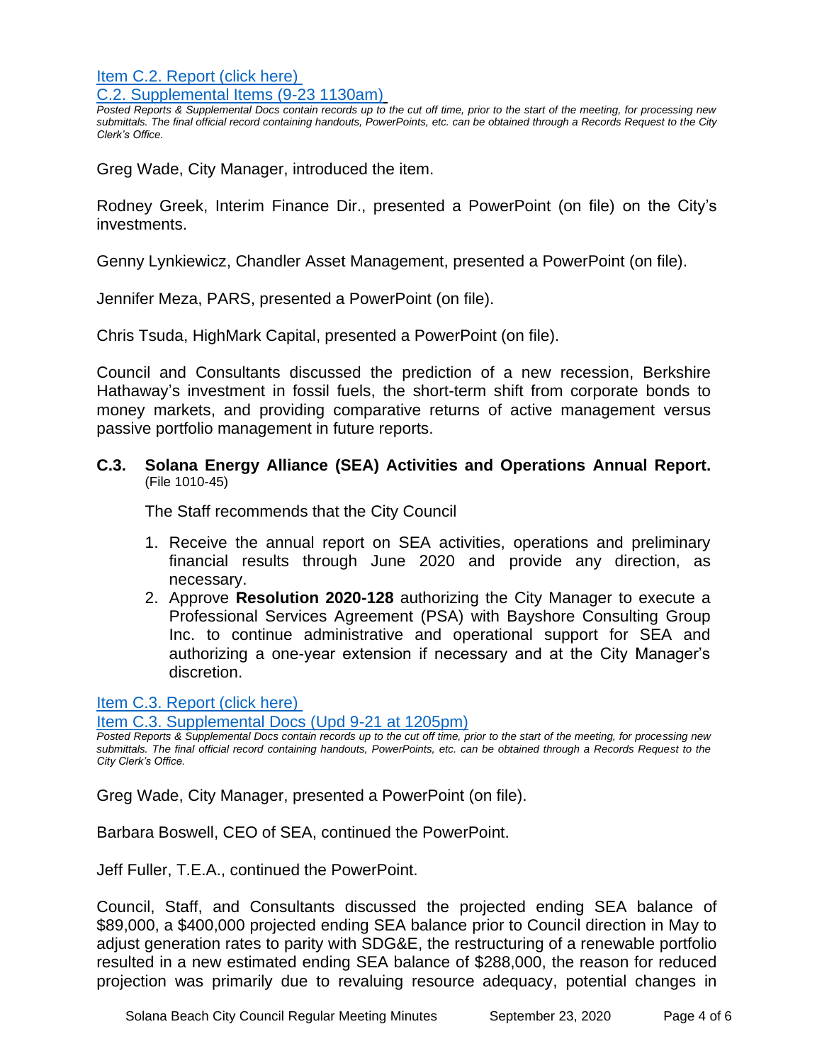[Item C.2. Report (click here)](#)
[C.2. Supplemental Items (9-23 1130am)](#)

*Posted Reports & Supplemental Docs contain records up to the cut off time, prior to the start of the meeting, for processing new submittals. The final official record containing handouts, PowerPoints, etc. can be obtained through a Records Request to the City Clerk's Office.*

Greg Wade, City Manager, introduced the item.

Rodney Greek, Interim Finance Dir., presented a PowerPoint (on file) on the City's investments.

Genny Lynkiewicz, Chandler Asset Management, presented a PowerPoint (on file).

Jennifer Meza, PARS, presented a PowerPoint (on file).

Chris Tsuda, HighMark Capital, presented a PowerPoint (on file).

Council and Consultants discussed the prediction of a new recession, Berkshire Hathaway's investment in fossil fuels, the short-term shift from corporate bonds to money markets, and providing comparative returns of active management versus passive portfolio management in future reports.

**C.3. Solana Energy Alliance (SEA) Activities and Operations Annual Report.** (File 1010-45)

The Staff recommends that the City Council

1. Receive the annual report on SEA activities, operations and preliminary financial results through June 2020 and provide any direction, as necessary.
2. Approve **Resolution 2020-128** authorizing the City Manager to execute a Professional Services Agreement (PSA) with Bayshore Consulting Group Inc. to continue administrative and operational support for SEA and authorizing a one-year extension if necessary and at the City Manager's discretion.

[Item C.3. Report (click here)](#)
[Item C.3. Supplemental Docs (Upd 9-21 at 1205pm)](#)

*Posted Reports & Supplemental Docs contain records up to the cut off time, prior to the start of the meeting, for processing new submittals. The final official record containing handouts, PowerPoints, etc. can be obtained through a Records Request to the City Clerk's Office.*

Greg Wade, City Manager, presented a PowerPoint (on file).

Barbara Boswell, CEO of SEA, continued the PowerPoint.

Jeff Fuller, T.E.A., continued the PowerPoint.

Council, Staff, and Consultants discussed the projected ending SEA balance of $89,000, a $400,000 projected ending SEA balance prior to Council direction in May to adjust generation rates to parity with SDG&E, the restructuring of a renewable portfolio resulted in a new estimated ending SEA balance of $288,000, the reason for reduced projection was primarily due to revaluing resource adequacy, potential changes in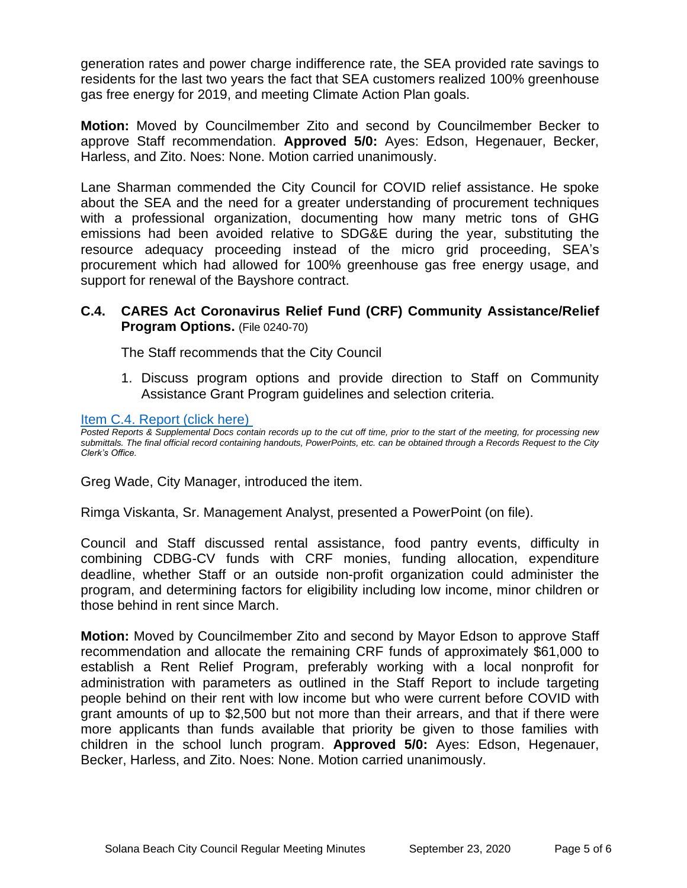generation rates and power charge indifference rate, the SEA provided rate savings to residents for the last two years the fact that SEA customers realized 100% greenhouse gas free energy for 2019, and meeting Climate Action Plan goals.

**Motion:** Moved by Councilmember Zito and second by Councilmember Becker to approve Staff recommendation. **Approved 5/0:** Ayes: Edson, Hegenauer, Becker, Harless, and Zito. Noes: None. Motion carried unanimously.

Lane Sharman commended the City Council for COVID relief assistance. He spoke about the SEA and the need for a greater understanding of procurement techniques with a professional organization, documenting how many metric tons of GHG emissions had been avoided relative to SDG&E during the year, substituting the resource adequacy proceeding instead of the micro grid proceeding, SEA's procurement which had allowed for 100% greenhouse gas free energy usage, and support for renewal of the Bayshore contract.

### C.4. CARES Act Coronavirus Relief Fund (CRF) Community Assistance/Relief Program Options. (File 0240-70)

The Staff recommends that the City Council

1. Discuss program options and provide direction to Staff on Community Assistance Grant Program guidelines and selection criteria.

[Item C.4. Report (click here)]

*Posted Reports & Supplemental Docs contain records up to the cut off time, prior to the start of the meeting, for processing new submittals. The final official record containing handouts, PowerPoints, etc. can be obtained through a Records Request to the City Clerk's Office.*

Greg Wade, City Manager, introduced the item.

Rimga Viskanta, Sr. Management Analyst, presented a PowerPoint (on file).

Council and Staff discussed rental assistance, food pantry events, difficulty in combining CDBG-CV funds with CRF monies, funding allocation, expenditure deadline, whether Staff or an outside non-profit organization could administer the program, and determining factors for eligibility including low income, minor children or those behind in rent since March.

**Motion:** Moved by Councilmember Zito and second by Mayor Edson to approve Staff recommendation and allocate the remaining CRF funds of approximately $61,000 to establish a Rent Relief Program, preferably working with a local nonprofit for administration with parameters as outlined in the Staff Report to include targeting people behind on their rent with low income but who were current before COVID with grant amounts of up to $2,500 but not more than their arrears, and that if there were more applicants than funds available that priority be given to those families with children in the school lunch program. **Approved 5/0:** Ayes: Edson, Hegenauer, Becker, Harless, and Zito. Noes: None. Motion carried unanimously.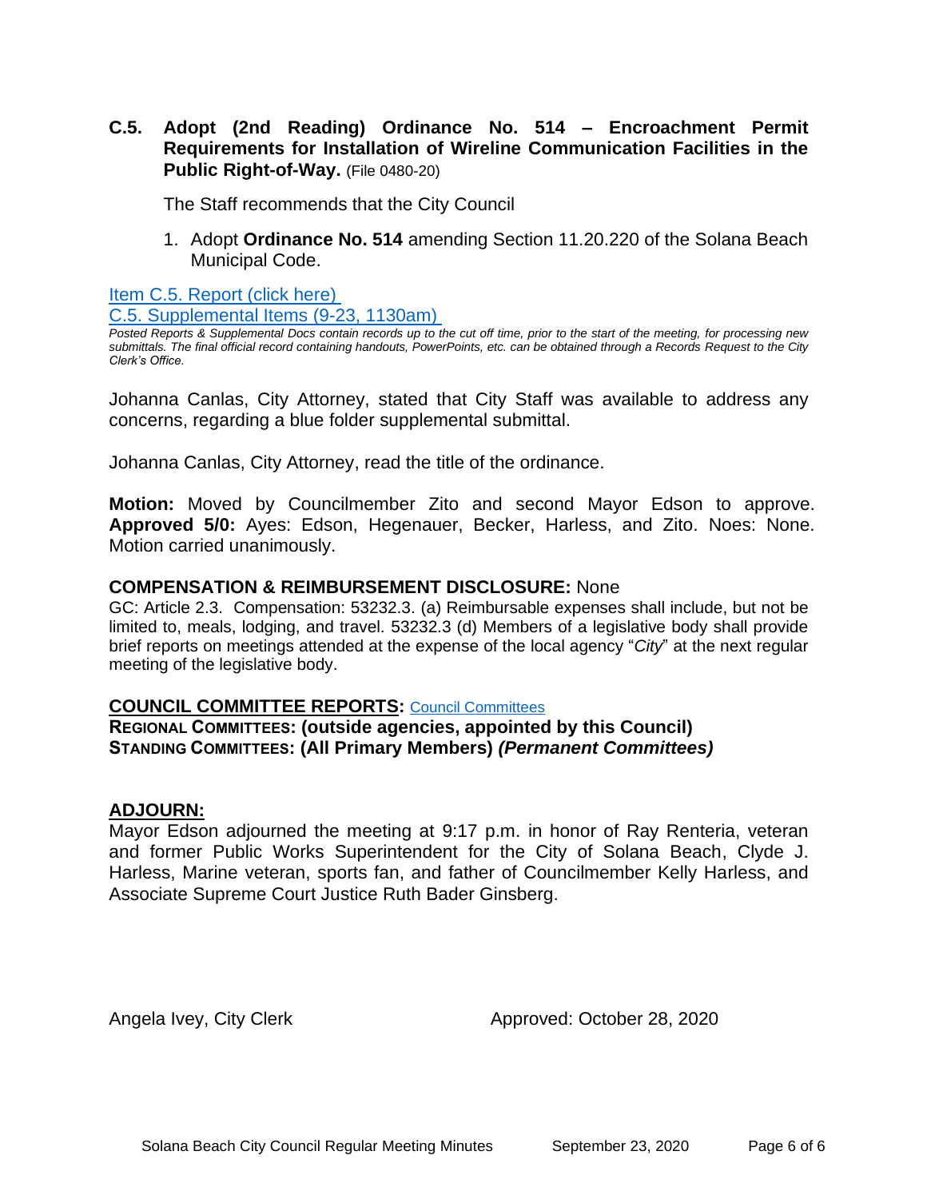**C.5. Adopt (2nd Reading) Ordinance No. 514 – Encroachment Permit Requirements for Installation of Wireline Communication Facilities in the Public Right-of-Way.** (File 0480-20)

The Staff recommends that the City Council

1. Adopt **Ordinance No. 514** amending Section 11.20.220 of the Solana Beach Municipal Code.

[Item C.5. Report (click here)](#)
[C.5. Supplemental Items (9-23, 1130am)](#)

*Posted Reports & Supplemental Docs contain records up to the cut off time, prior to the start of the meeting, for processing new submittals. The final official record containing handouts, PowerPoints, etc. can be obtained through a Records Request to the City Clerk's Office.*

Johanna Canlas, City Attorney, stated that City Staff was available to address any concerns, regarding a blue folder supplemental submittal.

Johanna Canlas, City Attorney, read the title of the ordinance.

**Motion:** Moved by Councilmember Zito and second Mayor Edson to approve. **Approved 5/0:** Ayes: Edson, Hegenauer, Becker, Harless, and Zito. Noes: None. Motion carried unanimously.

## COMPENSATION & REIMBURSEMENT DISCLOSURE: None

GC: Article 2.3. Compensation: 53232.3. (a) Reimbursable expenses shall include, but not be limited to, meals, lodging, and travel. 53232.3 (d) Members of a legislative body shall provide brief reports on meetings attended at the expense of the local agency "*City*" at the next regular meeting of the legislative body.

## COUNCIL COMMITTEE REPORTS: [Council Committees](#)

**REGIONAL COMMITTEES: (outside agencies, appointed by this Council)**
**STANDING COMMITTEES: (All Primary Members)** ***(Permanent Committees)***

## ADJOURN:

Mayor Edson adjourned the meeting at 9:17 p.m. in honor of Ray Renteria, veteran and former Public Works Superintendent for the City of Solana Beach, Clyde J. Harless, Marine veteran, sports fan, and father of Councilmember Kelly Harless, and Associate Supreme Court Justice Ruth Bader Ginsberg.

Angela Ivey, City Clerk                Approved: October 28, 2020